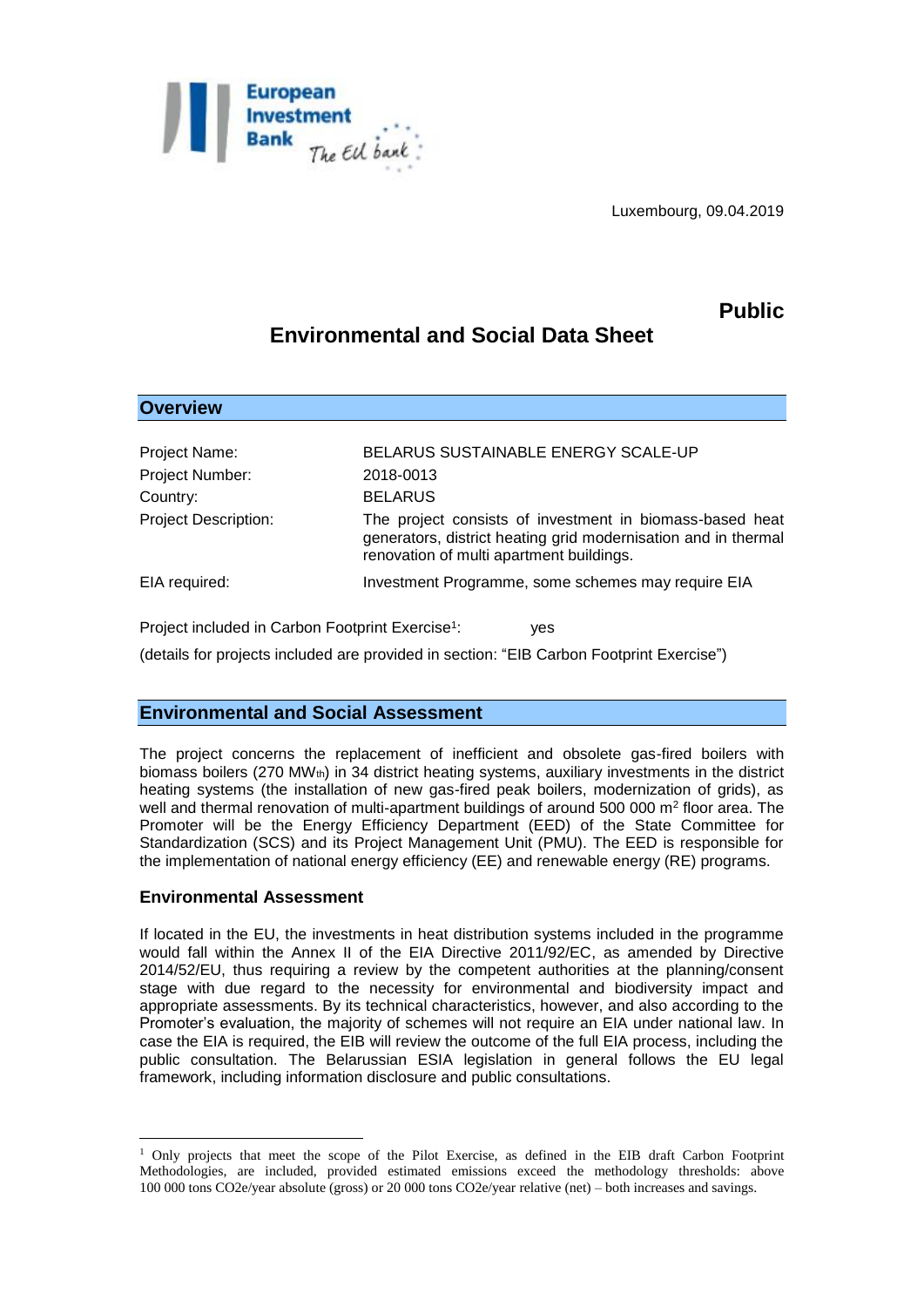Luxembourg, 09.04.2019

**Public**

# Environmental and Social Data Sheet

## Overview

| | |
|---|---|
| Project Name: | BELARUS SUSTAINABLE ENERGY SCALE-UP |
| Project Number: | 2018-0013 |
| Country: | BELARUS |
| Project Description: | The project consists of investment in biomass-based heat generators, district heating grid modernisation and in thermal renovation of multi apartment buildings. |
| EIA required: | Investment Programme, some schemes may require EIA |

Project included in Carbon Footprint Exercise[1]: yes

(details for projects included are provided in section: "EIB Carbon Footprint Exercise")

## Environmental and Social Assessment

The project concerns the replacement of inefficient and obsolete gas-fired boilers with biomass boilers (270 $MW_{th}$) in 34 district heating systems, auxiliary investments in the district heating systems (the installation of new gas-fired peak boilers, modernization of grids), as well and thermal renovation of multi-apartment buildings of around 500 000 $m^2$ floor area. The Promoter will be the Energy Efficiency Department (EED) of the State Committee for Standardization (SCS) and its Project Management Unit (PMU). The EED is responsible for the implementation of national energy efficiency (EE) and renewable energy (RE) programs.

### Environmental Assessment

If located in the EU, the investments in heat distribution systems included in the programme would fall within the Annex II of the EIA Directive 2011/92/EC, as amended by Directive 2014/52/EU, thus requiring a review by the competent authorities at the planning/consent stage with due regard to the necessity for environmental and biodiversity impact and appropriate assessments. By its technical characteristics, however, and also according to the Promoter's evaluation, the majority of schemes will not require an EIA under national law. In case the EIA is required, the EIB will review the outcome of the full EIA process, including the public consultation. The Belarussian ESIA legislation in general follows the EU legal framework, including information disclosure and public consultations.

---

[1] Only projects that meet the scope of the Pilot Exercise, as defined in the EIB draft Carbon Footprint Methodologies, are included, provided estimated emissions exceed the methodology thresholds: above 100 000 tons $CO_2e$/year absolute (gross) or 20 000 tons $CO_2e$/year relative (net) – both increases and savings.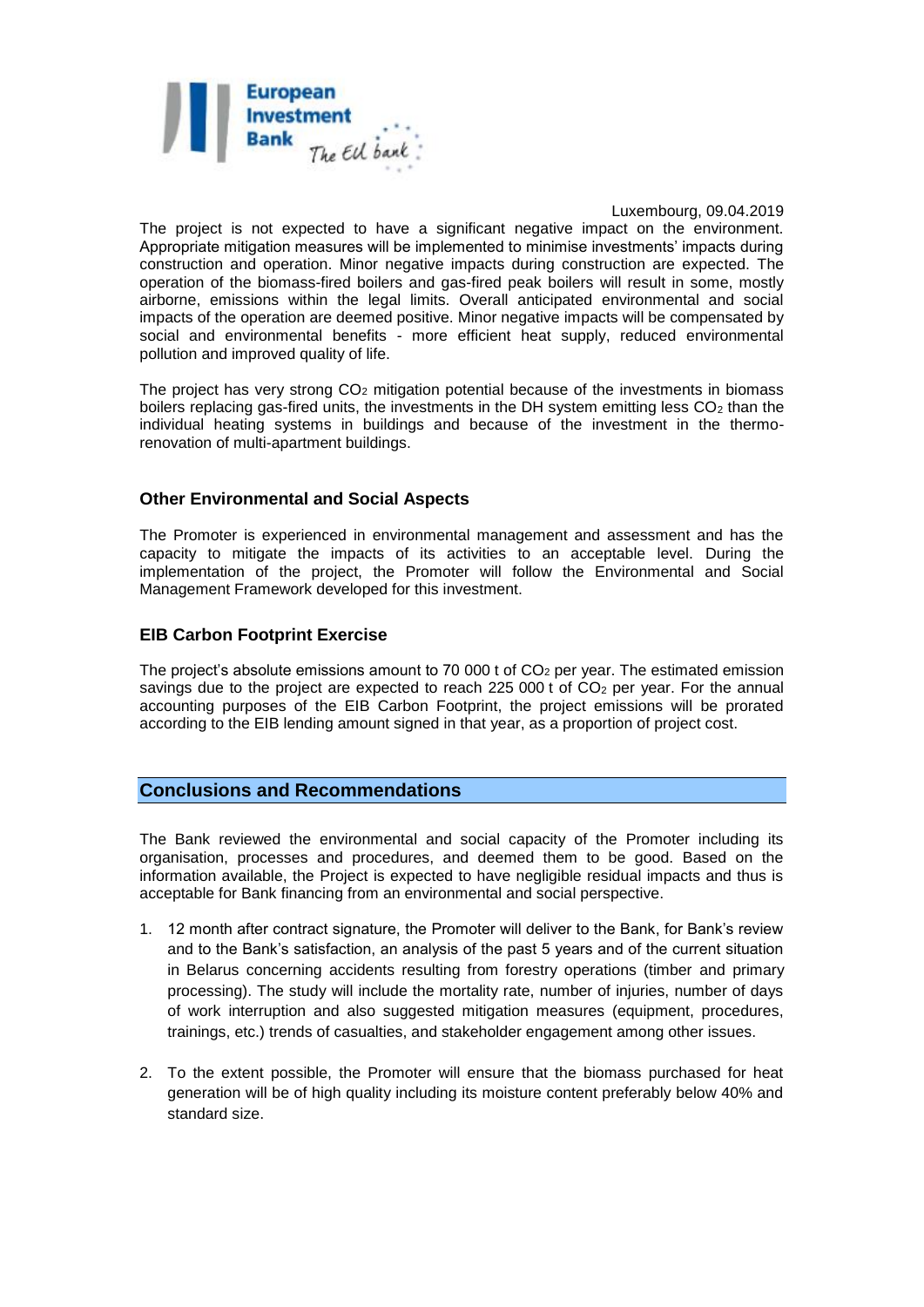Luxembourg, 09.04.2019

The project is not expected to have a significant negative impact on the environment. Appropriate mitigation measures will be implemented to minimise investments' impacts during construction and operation. Minor negative impacts during construction are expected. The operation of the biomass-fired boilers and gas-fired peak boilers will result in some, mostly airborne, emissions within the legal limits. Overall anticipated environmental and social impacts of the operation are deemed positive. Minor negative impacts will be compensated by social and environmental benefits - more efficient heat supply, reduced environmental pollution and improved quality of life.

The project has very strong $CO_2$ mitigation potential because of the investments in biomass boilers replacing gas-fired units, the investments in the DH system emitting less $CO_2$ than the individual heating systems in buildings and because of the investment in the thermo-renovation of multi-apartment buildings.

### Other Environmental and Social Aspects

The Promoter is experienced in environmental management and assessment and has the capacity to mitigate the impacts of its activities to an acceptable level. During the implementation of the project, the Promoter will follow the Environmental and Social Management Framework developed for this investment.

### EIB Carbon Footprint Exercise

The project's absolute emissions amount to 70 000 t of $CO_2$ per year. The estimated emission savings due to the project are expected to reach 225 000 t of $CO_2$ per year. For the annual accounting purposes of the EIB Carbon Footprint, the project emissions will be prorated according to the EIB lending amount signed in that year, as a proportion of project cost.

## Conclusions and Recommendations

The Bank reviewed the environmental and social capacity of the Promoter including its organisation, processes and procedures, and deemed them to be good. Based on the information available, the Project is expected to have negligible residual impacts and thus is acceptable for Bank financing from an environmental and social perspective.

1. 12 month after contract signature, the Promoter will deliver to the Bank, for Bank's review and to the Bank's satisfaction, an analysis of the past 5 years and of the current situation in Belarus concerning accidents resulting from forestry operations (timber and primary processing). The study will include the mortality rate, number of injuries, number of days of work interruption and also suggested mitigation measures (equipment, procedures, trainings, etc.) trends of casualties, and stakeholder engagement among other issues.

2. To the extent possible, the Promoter will ensure that the biomass purchased for heat generation will be of high quality including its moisture content preferably below 40% and standard size.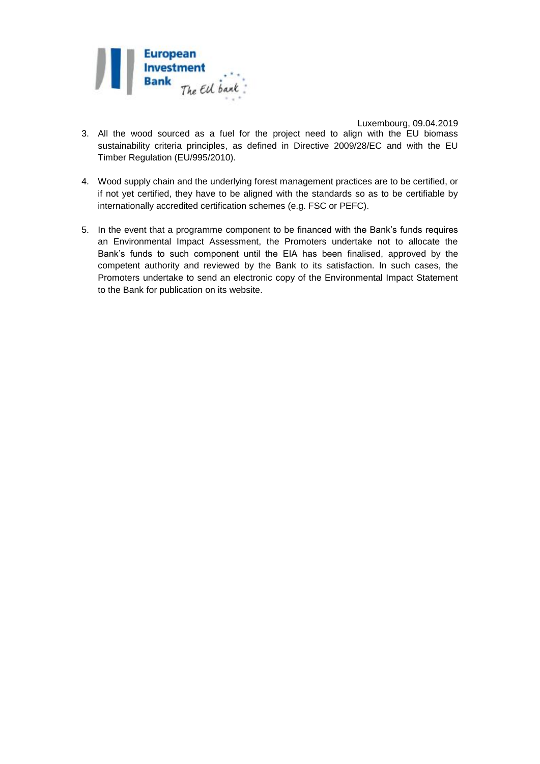Luxembourg, 09.04.2019

3. All the wood sourced as a fuel for the project need to align with the EU biomass sustainability criteria principles, as defined in Directive 2009/28/EC and with the EU Timber Regulation (EU/995/2010).

4. Wood supply chain and the underlying forest management practices are to be certified, or if not yet certified, they have to be aligned with the standards so as to be certifiable by internationally accredited certification schemes (e.g. FSC or PEFC).

5. In the event that a programme component to be financed with the Bank's funds requires an Environmental Impact Assessment, the Promoters undertake not to allocate the Bank's funds to such component until the EIA has been finalised, approved by the competent authority and reviewed by the Bank to its satisfaction. In such cases, the Promoters undertake to send an electronic copy of the Environmental Impact Statement to the Bank for publication on its website.